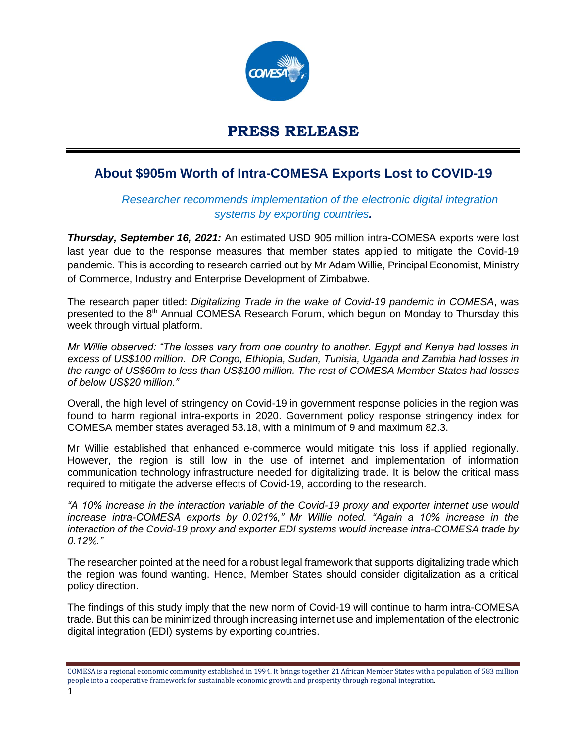# PRESS RELEASE

## About $905m Worth of Intra-COMESA Exports Lost to COVID-19

*Researcher recommends implementation of the electronic digital integration systems by exporting countries.*

***Thursday, September 16, 2021:*** An estimated USD 905 million intra-COMESA exports were lost last year due to the response measures that member states applied to mitigate the Covid-19 pandemic. This is according to research carried out by Mr Adam Willie, Principal Economist, Ministry of Commerce, Industry and Enterprise Development of Zimbabwe.

The research paper titled: *Digitalizing Trade in the wake of Covid-19 pandemic in COMESA*, was presented to the 8th Annual COMESA Research Forum, which begun on Monday to Thursday this week through virtual platform.

*Mr Willie observed: "The losses vary from one country to another. Egypt and Kenya had losses in excess of US$100 million. DR Congo, Ethiopia, Sudan, Tunisia, Uganda and Zambia had losses in the range of US$60m to less than US$100 million. The rest of COMESA Member States had losses of below US$20 million."*

Overall, the high level of stringency on Covid-19 in government response policies in the region was found to harm regional intra-exports in 2020. Government policy response stringency index for COMESA member states averaged 53.18, with a minimum of 9 and maximum 82.3.

Mr Willie established that enhanced e-commerce would mitigate this loss if applied regionally. However, the region is still low in the use of internet and implementation of information communication technology infrastructure needed for digitalizing trade. It is below the critical mass required to mitigate the adverse effects of Covid-19, according to the research.

*"A 10% increase in the interaction variable of the Covid-19 proxy and exporter internet use would increase intra-COMESA exports by 0.021%," Mr Willie noted. "Again a 10% increase in the interaction of the Covid-19 proxy and exporter EDI systems would increase intra-COMESA trade by 0.12%."*

The researcher pointed at the need for a robust legal framework that supports digitalizing trade which the region was found wanting. Hence, Member States should consider digitalization as a critical policy direction.

The findings of this study imply that the new norm of Covid-19 will continue to harm intra-COMESA trade. But this can be minimized through increasing internet use and implementation of the electronic digital integration (EDI) systems by exporting countries.

COMESA is a regional economic community established in 1994. It brings together 21 African Member States with a population of 583 million people into a cooperative framework for sustainable economic growth and prosperity through regional integration.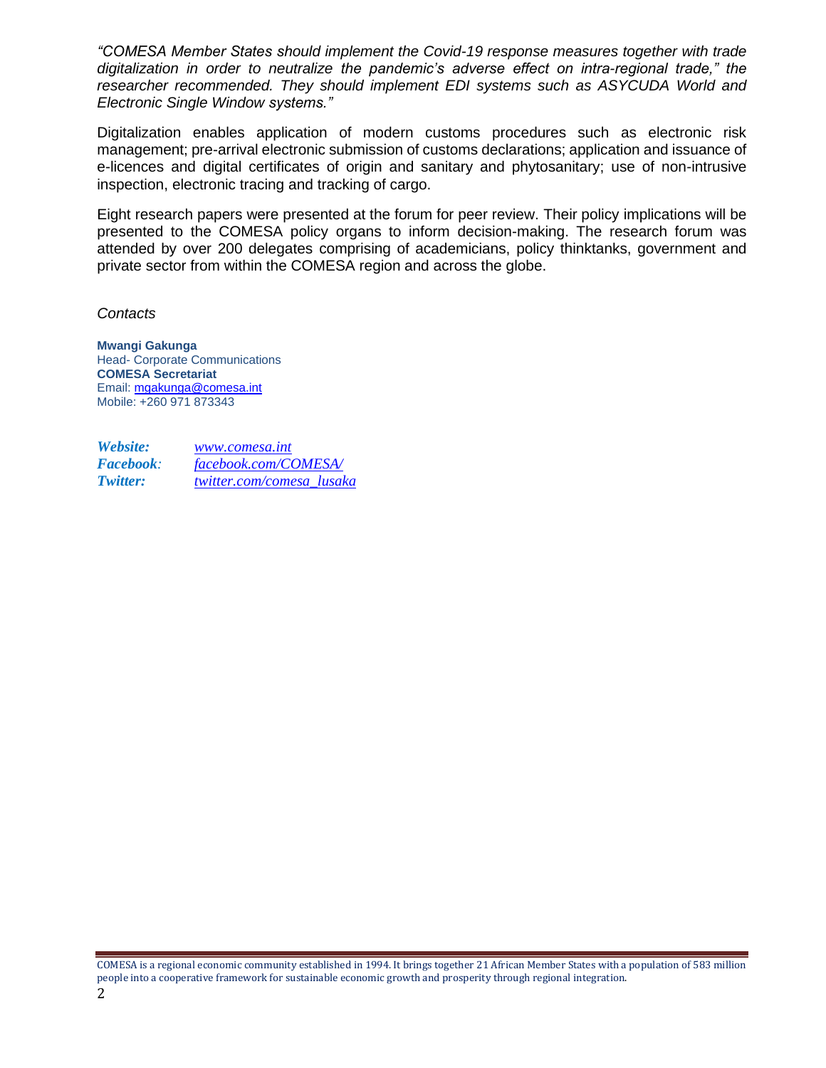*“COMESA Member States should implement the Covid-19 response measures together with trade digitalization in order to neutralize the pandemic’s adverse effect on intra-regional trade,” the researcher recommended. They should implement EDI systems such as ASYCUDA World and Electronic Single Window systems.”*

Digitalization enables application of modern customs procedures such as electronic risk management; pre-arrival electronic submission of customs declarations; application and issuance of e-licences and digital certificates of origin and sanitary and phytosanitary; use of non-intrusive inspection, electronic tracing and tracking of cargo.

Eight research papers were presented at the forum for peer review. Their policy implications will be presented to the COMESA policy organs to inform decision-making. The research forum was attended by over 200 delegates comprising of academicians, policy thinktanks, government and private sector from within the COMESA region and across the globe.

*Contacts*

**Mwangi Gakunga**
Head- Corporate Communications
**COMESA Secretariat**
Email: mgakunga@comesa.int
Mobile: +260 971 873343

| | |
|---|---|
| ***Website:*** | www.comesa.int |
| ***Facebook:*** | facebook.com/COMESA/ |
| ***Twitter:*** | twitter.com/comesa_lusaka |

COMESA is a regional economic community established in 1994. It brings together 21 African Member States with a population of 583 million people into a cooperative framework for sustainable economic growth and prosperity through regional integration.